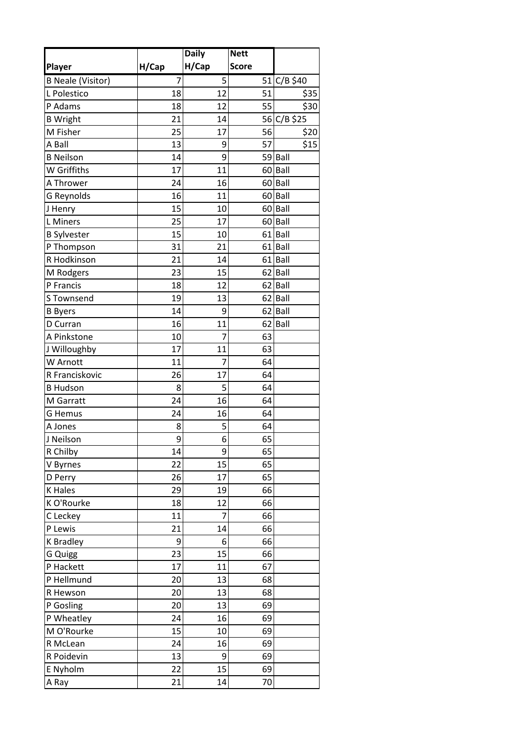| Player | H/Cap | Daily H/Cap | Nett Score | |
|---|---|---|---|---|
| B Neale (Visitor) | 7 | 5 | 51 | C/B $40 |
| L Polestico | 18 | 12 | 51 | $35 |
| P Adams | 18 | 12 | 55 | $30 |
| B Wright | 21 | 14 | 56 | C/B $25 |
| M Fisher | 25 | 17 | 56 | $20 |
| A Ball | 13 | 9 | 57 | $15 |
| B Neilson | 14 | 9 | 59 | Ball |
| W Griffiths | 17 | 11 | 60 | Ball |
| A Thrower | 24 | 16 | 60 | Ball |
| G Reynolds | 16 | 11 | 60 | Ball |
| J Henry | 15 | 10 | 60 | Ball |
| L Miners | 25 | 17 | 60 | Ball |
| B Sylvester | 15 | 10 | 61 | Ball |
| P Thompson | 31 | 21 | 61 | Ball |
| R Hodkinson | 21 | 14 | 61 | Ball |
| M Rodgers | 23 | 15 | 62 | Ball |
| P Francis | 18 | 12 | 62 | Ball |
| S Townsend | 19 | 13 | 62 | Ball |
| B Byers | 14 | 9 | 62 | Ball |
| D Curran | 16 | 11 | 62 | Ball |
| A Pinkstone | 10 | 7 | 63 | |
| J Willoughby | 17 | 11 | 63 | |
| W Arnott | 11 | 7 | 64 | |
| R Franciskovic | 26 | 17 | 64 | |
| B Hudson | 8 | 5 | 64 | |
| M Garratt | 24 | 16 | 64 | |
| G Hemus | 24 | 16 | 64 | |
| A Jones | 8 | 5 | 64 | |
| J Neilson | 9 | 6 | 65 | |
| R Chilby | 14 | 9 | 65 | |
| V Byrnes | 22 | 15 | 65 | |
| D Perry | 26 | 17 | 65 | |
| K Hales | 29 | 19 | 66 | |
| K O'Rourke | 18 | 12 | 66 | |
| C Leckey | 11 | 7 | 66 | |
| P Lewis | 21 | 14 | 66 | |
| K Bradley | 9 | 6 | 66 | |
| G Quigg | 23 | 15 | 66 | |
| P Hackett | 17 | 11 | 67 | |
| P Hellmund | 20 | 13 | 68 | |
| R Hewson | 20 | 13 | 68 | |
| P Gosling | 20 | 13 | 69 | |
| P Wheatley | 24 | 16 | 69 | |
| M O'Rourke | 15 | 10 | 69 | |
| R McLean | 24 | 16 | 69 | |
| R Poidevin | 13 | 9 | 69 | |
| E Nyholm | 22 | 15 | 69 | |
| A Ray | 21 | 14 | 70 | |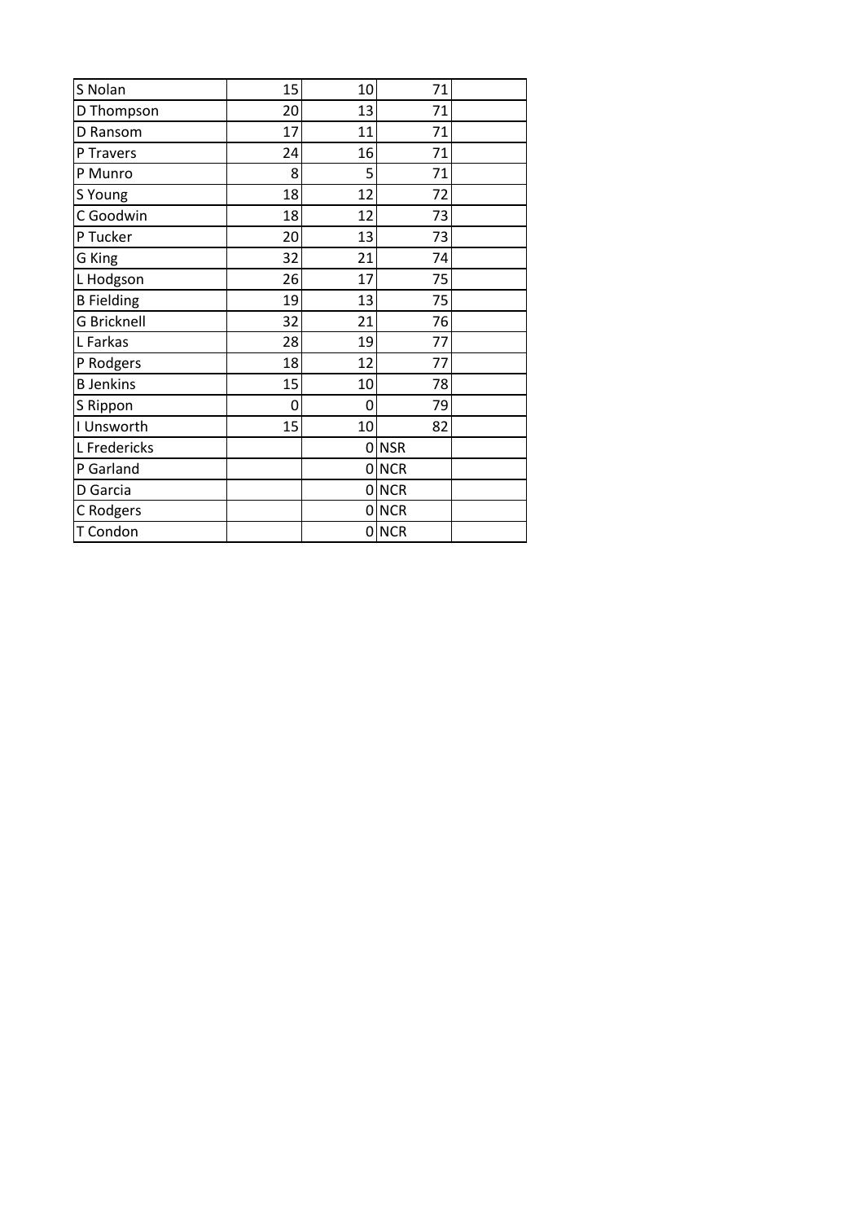| | | | | |
|---|---|---|---|---|
| S Nolan | 15 | 10 | 71 | |
| D Thompson | 20 | 13 | 71 | |
| D Ransom | 17 | 11 | 71 | |
| P Travers | 24 | 16 | 71 | |
| P Munro | 8 | 5 | 71 | |
| S Young | 18 | 12 | 72 | |
| C Goodwin | 18 | 12 | 73 | |
| P Tucker | 20 | 13 | 73 | |
| G King | 32 | 21 | 74 | |
| L Hodgson | 26 | 17 | 75 | |
| B Fielding | 19 | 13 | 75 | |
| G Bricknell | 32 | 21 | 76 | |
| L Farkas | 28 | 19 | 77 | |
| P Rodgers | 18 | 12 | 77 | |
| B Jenkins | 15 | 10 | 78 | |
| S Rippon | 0 | 0 | 79 | |
| I Unsworth | 15 | 10 | 82 | |
| L Fredericks | | 0 | NSR | |
| P Garland | | 0 | NCR | |
| D Garcia | | 0 | NCR | |
| C Rodgers | | 0 | NCR | |
| T Condon | | 0 | NCR | |